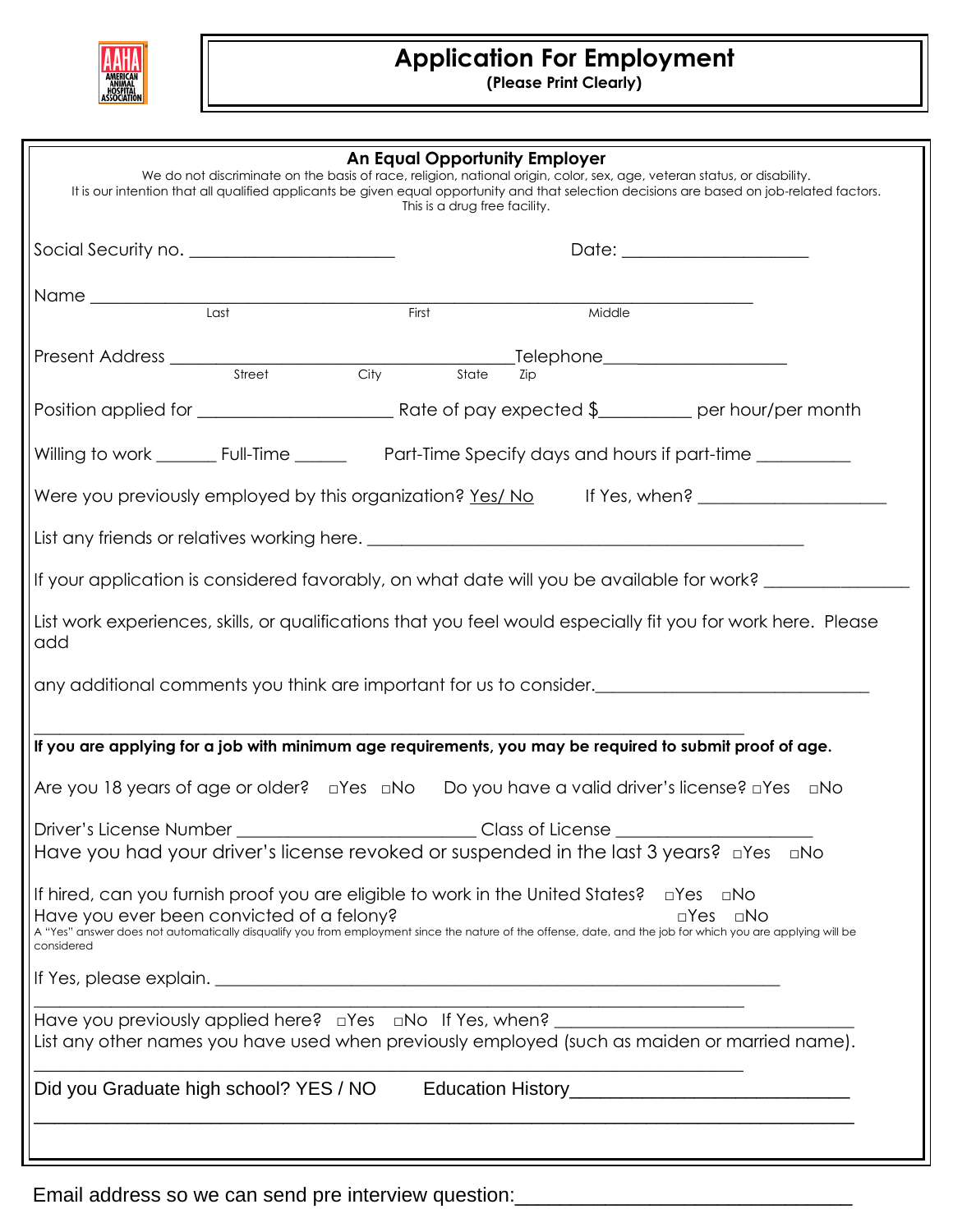# Application For Employment

**(Please Print Clearly)**

**An Equal Opportunity Employer**

We do not discriminate on the basis of race, religion, national origin, color, sex, age, veteran status, or disability.
It is our intention that all qualified applicants be given equal opportunity and that selection decisions are based on job-related factors.
This is a drug free facility.

Social Security no. _______________________ Date: _____________________

Name ___________________________________________________________________________
Last First Middle

Present Address _______________________________________Telephone____________________
Street City State Zip

Position applied for ______________________ Rate of pay expected $__________ per hour/per month

Willing to work _______ Full-Time ______ Part-Time Specify days and hours if part-time __________

Were you previously employed by this organization? Yes/ No If Yes, when? _____________________

List any friends or relatives working here. __________________________________________________

If your application is considered favorably, on what date will you be available for work? ________________

List work experiences, skills, or qualifications that you feel would especially fit you for work here. Please add

any additional comments you think are important for us to consider.______________________________

_______________________________________________________________________________

**If you are applying for a job with minimum age requirements, you may be required to submit proof of age.**

Are you 18 years of age or older? □Yes □No Do you have a valid driver's license? □Yes □No

Driver's License Number ___________________________ Class of License ______________________
Have you had your driver's license revoked or suspended in the last 3 years? □Yes □No

If hired, can you furnish proof you are eligible to work in the United States? □Yes □No
Have you ever been convicted of a felony? □Yes □No
A "Yes" answer does not automatically disqualify you from employment since the nature of the offense, date, and the job for which you are applying will be considered

If Yes, please explain. _________________________________________________________________

_______________________________________________________________________________

Have you previously applied here? □Yes □No If Yes, when? _________________________________
List any other names you have used when previously employed (such as maiden or married name).

_______________________________________________________________________________

Did you Graduate high school? YES / NO Education History___________________________

_______________________________________________________________________________

Email address so we can send pre interview question:_______________________________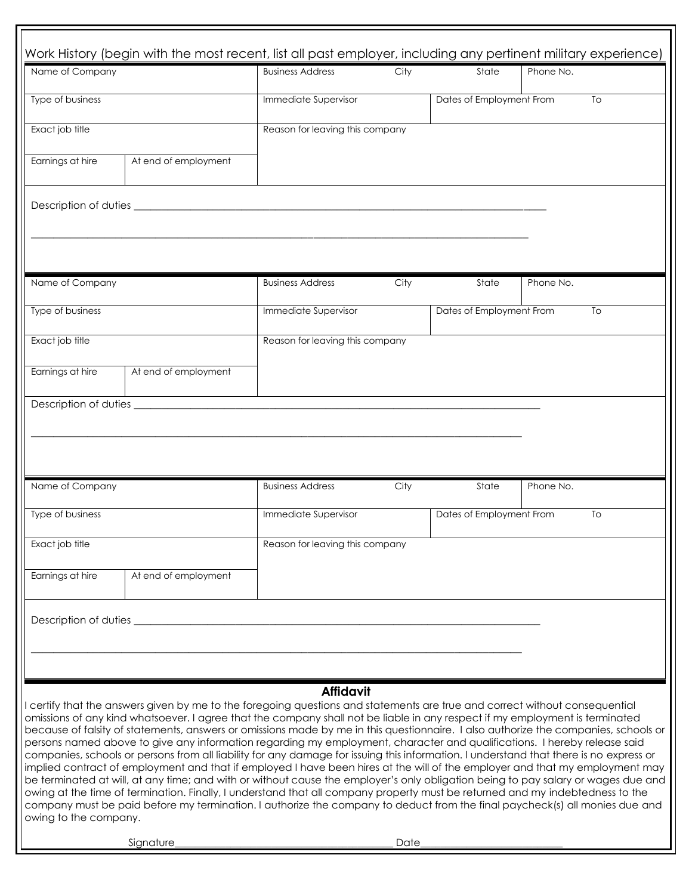Work History (begin with the most recent, list all past employer, including any pertinent military experience)

| | | | | |
|---|---|---|---|---|
| Name of Company | | Business Address City | State | Phone No. |
| Type of business | | Immediate Supervisor | Dates of Employment From To | |
| Exact job title | | Reason for leaving this company | | |
| Earnings at hire | At end of employment | | | |

Description of duties ___________________________________________________________________________

___________________________________________________________________________

| | | | | |
|---|---|---|---|---|
| Name of Company | | Business Address City | State | Phone No. |
| Type of business | | Immediate Supervisor | Dates of Employment From To | |
| Exact job title | | Reason for leaving this company | | |
| Earnings at hire | At end of employment | | | |

Description of duties ___________________________________________________________________________

___________________________________________________________________________

| | | | | |
|---|---|---|---|---|
| Name of Company | | Business Address City | State | Phone No. |
| Type of business | | Immediate Supervisor | Dates of Employment From To | |
| Exact job title | | Reason for leaving this company | | |
| Earnings at hire | At end of employment | | | |

Description of duties ___________________________________________________________________________

___________________________________________________________________________

## Affidavit

I certify that the answers given by me to the foregoing questions and statements are true and correct without consequential omissions of any kind whatsoever. I agree that the company shall not be liable in any respect if my employment is terminated because of falsity of statements, answers or omissions made by me in this questionnaire. I also authorize the companies, schools or persons named above to give any information regarding my employment, character and qualifications. I hereby release said companies, schools or persons from all liability for any damage for issuing this information. I understand that there is no express or implied contract of employment and that if employed I have been hires at the will of the employer and that my employment may be terminated at will, at any time; and with or without cause the employer's only obligation being to pay salary or wages due and owing at the time of termination. Finally, I understand that all company property must be returned and my indebtedness to the company must be paid before my termination. I authorize the company to deduct from the final paycheck(s) all monies due and owing to the company.

Signature_________________________________________ Date___________________________